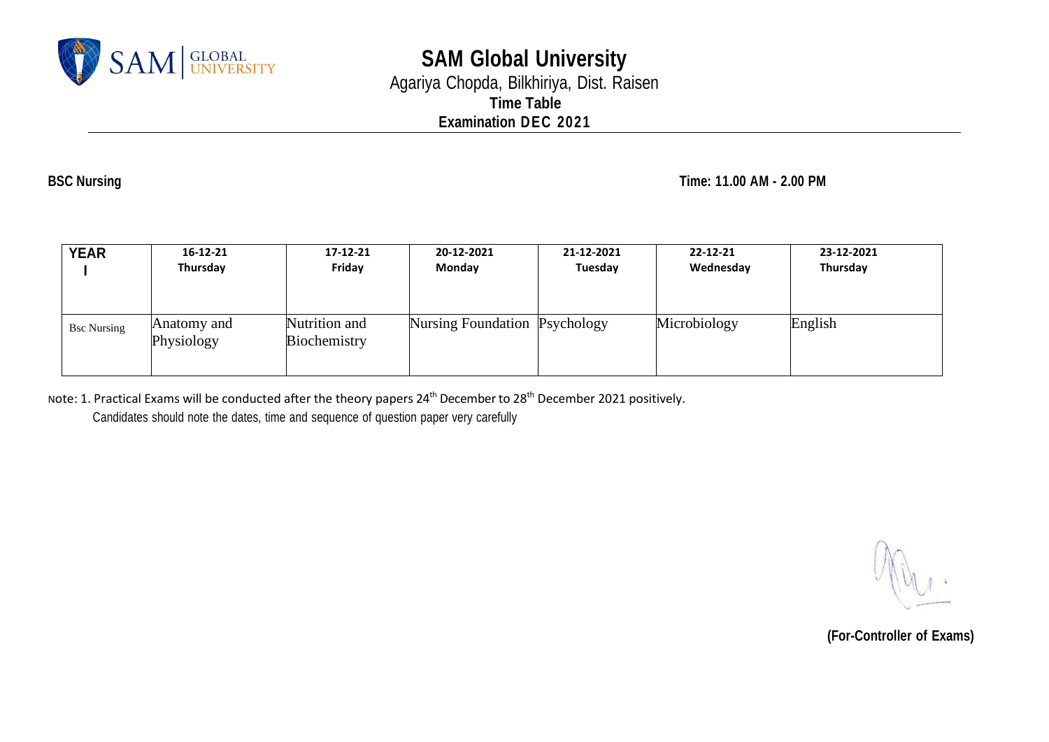# SAM Global University

Agariya Chopda, Bilkhiriya, Dist. Raisen

**Time Table**

**Examination DEC 2021**

**BSC Nursing** **Time: 11.00 AM - 2.00 PM**

| YEAR I | 16-12-21 Thursday | 17-12-21 Friday | 20-12-2021 Monday | 21-12-2021 Tuesday | 22-12-21 Wednesday | 23-12-2021 Thursday |
|---|---|---|---|---|---|---|
| Bsc Nursing | Anatomy and Physiology | Nutrition and Biochemistry | Nursing Foundation | Psychology | Microbiology | English |

Note: 1. Practical Exams will be conducted after the theory papers 24th December to 28th December 2021 positively.

Candidates should note the dates, time and sequence of question paper very carefully

**(For-Controller of Exams)**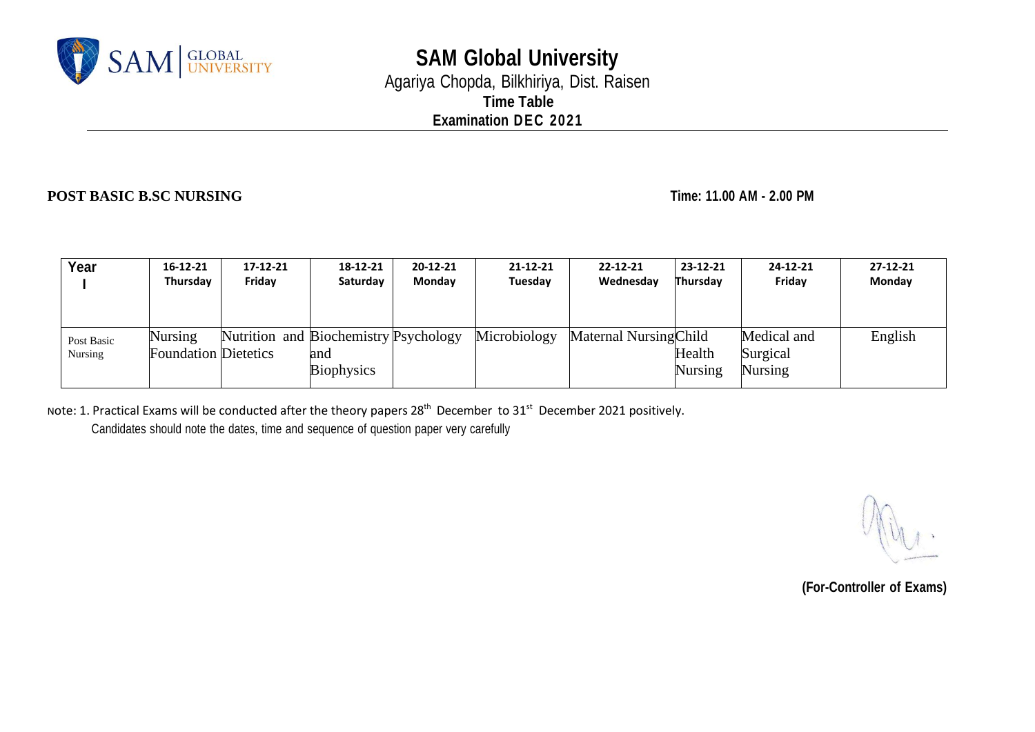# SAM Global University

Agariya Chopda, Bilkhiriya, Dist. Raisen

**Time Table**

**Examination DEC 2021**

**POST BASIC B.SC NURSING** **Time: 11.00 AM - 2.00 PM**

| Year I | 16-12-21 Thursday | 17-12-21 Friday | 18-12-21 Saturday | 20-12-21 Monday | 21-12-21 Tuesday | 22-12-21 Wednesday | 23-12-21 Thursday | 24-12-21 Friday | 27-12-21 Monday |
|---|---|---|---|---|---|---|---|---|---|
| Post Basic Nursing | Nursing Foundation | Nutrition and Dietetics | Biochemistry and Biophysics | Psychology | Microbiology | Maternal Nursing | Child Health Nursing | Medical and Surgical Nursing | English |

Note: 1. Practical Exams will be conducted after the theory papers 28th December to 31st December 2021 positively.

Candidates should note the dates, time and sequence of question paper very carefully

**(For-Controller of Exams)**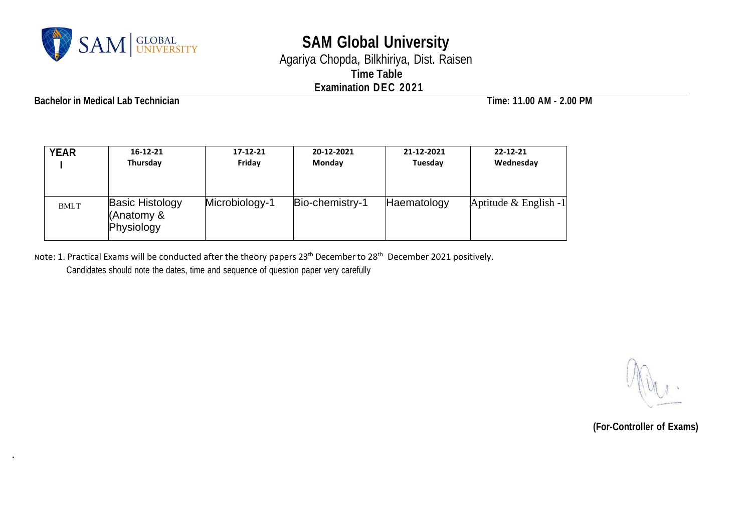# SAM Global University

Agariya Chopda, Bilkhiriya, Dist. Raisen

**Time Table**

**Examination DEC 2021**

**Bachelor in Medical Lab Technician** **Time: 11.00 AM - 2.00 PM**

| YEAR I | 16-12-21 Thursday | 17-12-21 Friday | 20-12-2021 Monday | 21-12-2021 Tuesday | 22-12-21 Wednesday |
|---|---|---|---|---|---|
| BMLT | Basic Histology (Anatomy & Physiology | Microbiology-1 | Bio-chemistry-1 | Haematology | Aptitude & English -1 |

Note: 1. Practical Exams will be conducted after the theory papers 23th December to 28th December 2021 positively.

Candidates should note the dates, time and sequence of question paper very carefully

**(For-Controller of Exams)**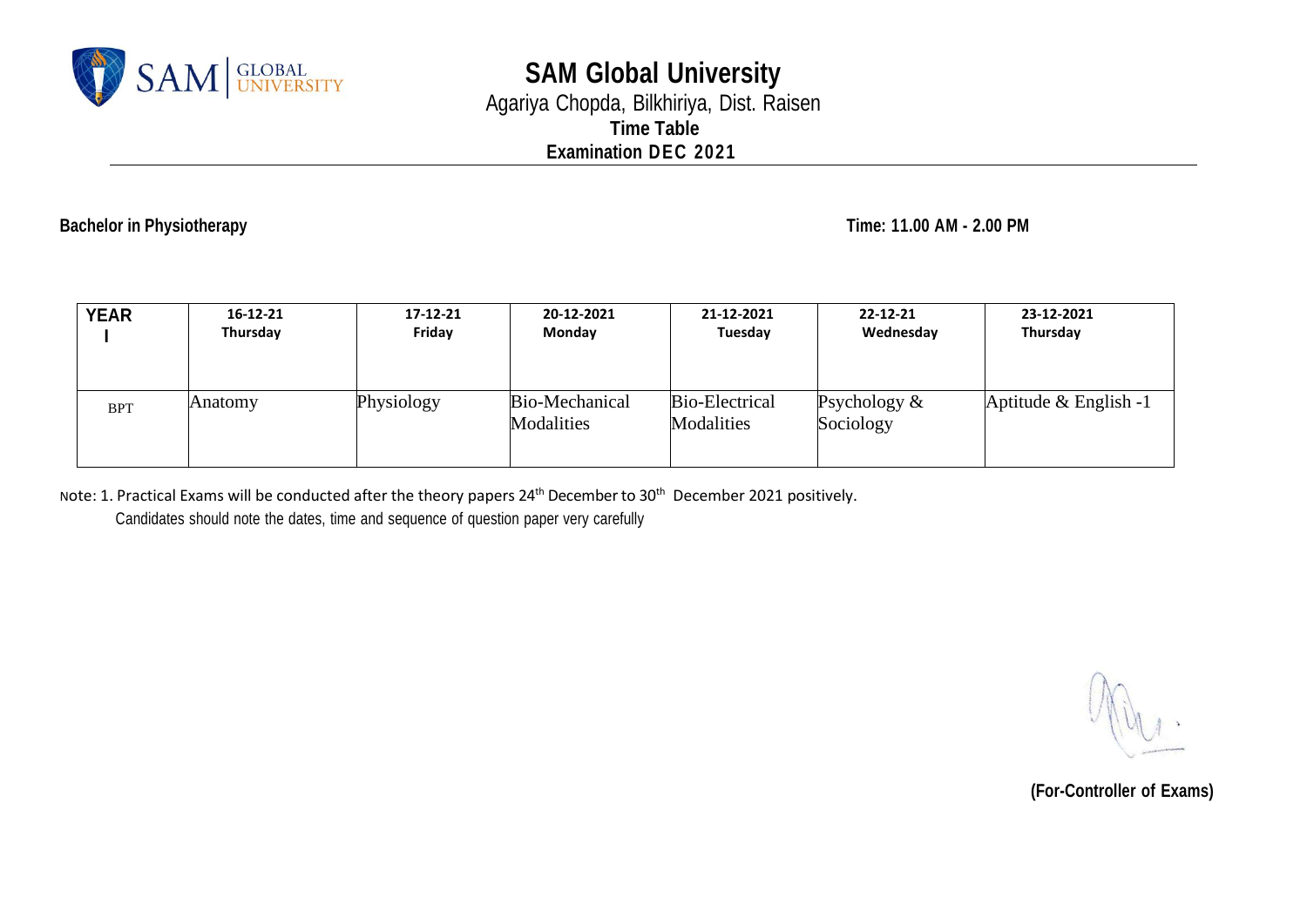# SAM Global University

Agariya Chopda, Bilkhiriya, Dist. Raisen

**Time Table**

**Examination DEC 2021**

**Bachelor in Physiotherapy** **Time: 11.00 AM - 2.00 PM**

| YEAR I | 16-12-21 Thursday | 17-12-21 Friday | 20-12-2021 Monday | 21-12-2021 Tuesday | 22-12-21 Wednesday | 23-12-2021 Thursday |
|---|---|---|---|---|---|---|
| BPT | Anatomy | Physiology | Bio-Mechanical Modalities | Bio-Electrical Modalities | Psychology & Sociology | Aptitude & English -1 |

Note: 1. Practical Exams will be conducted after the theory papers 24th December to 30th December 2021 positively.

Candidates should note the dates, time and sequence of question paper very carefully

**(For-Controller of Exams)**